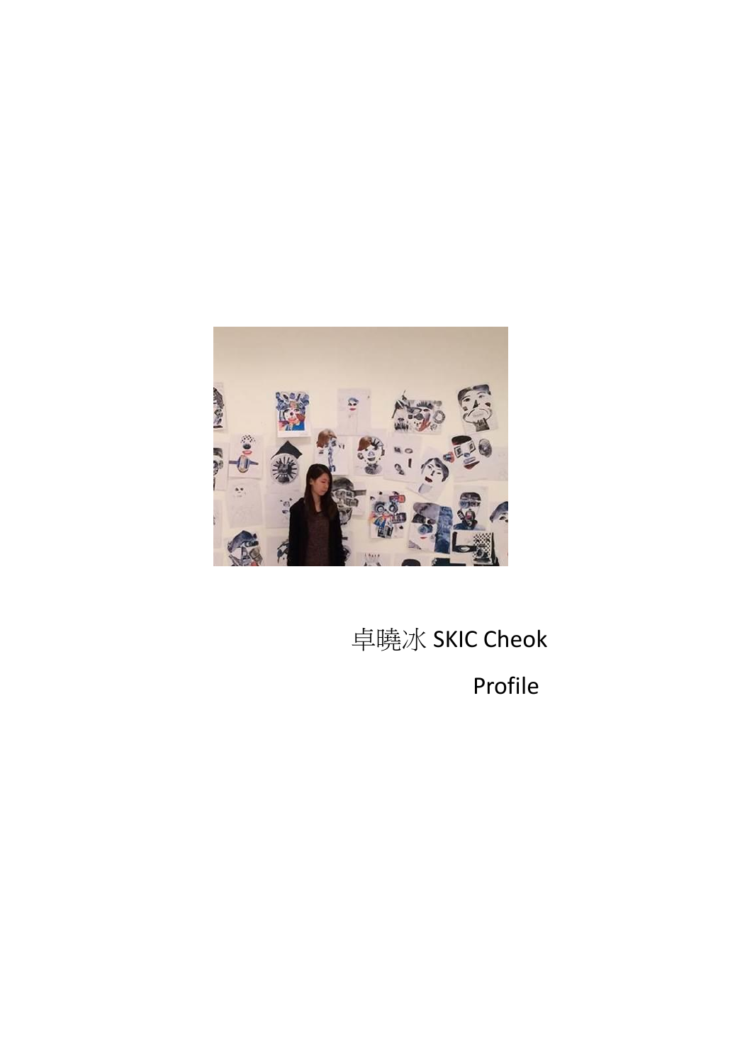卓曉冰 SKIC Cheok

Profile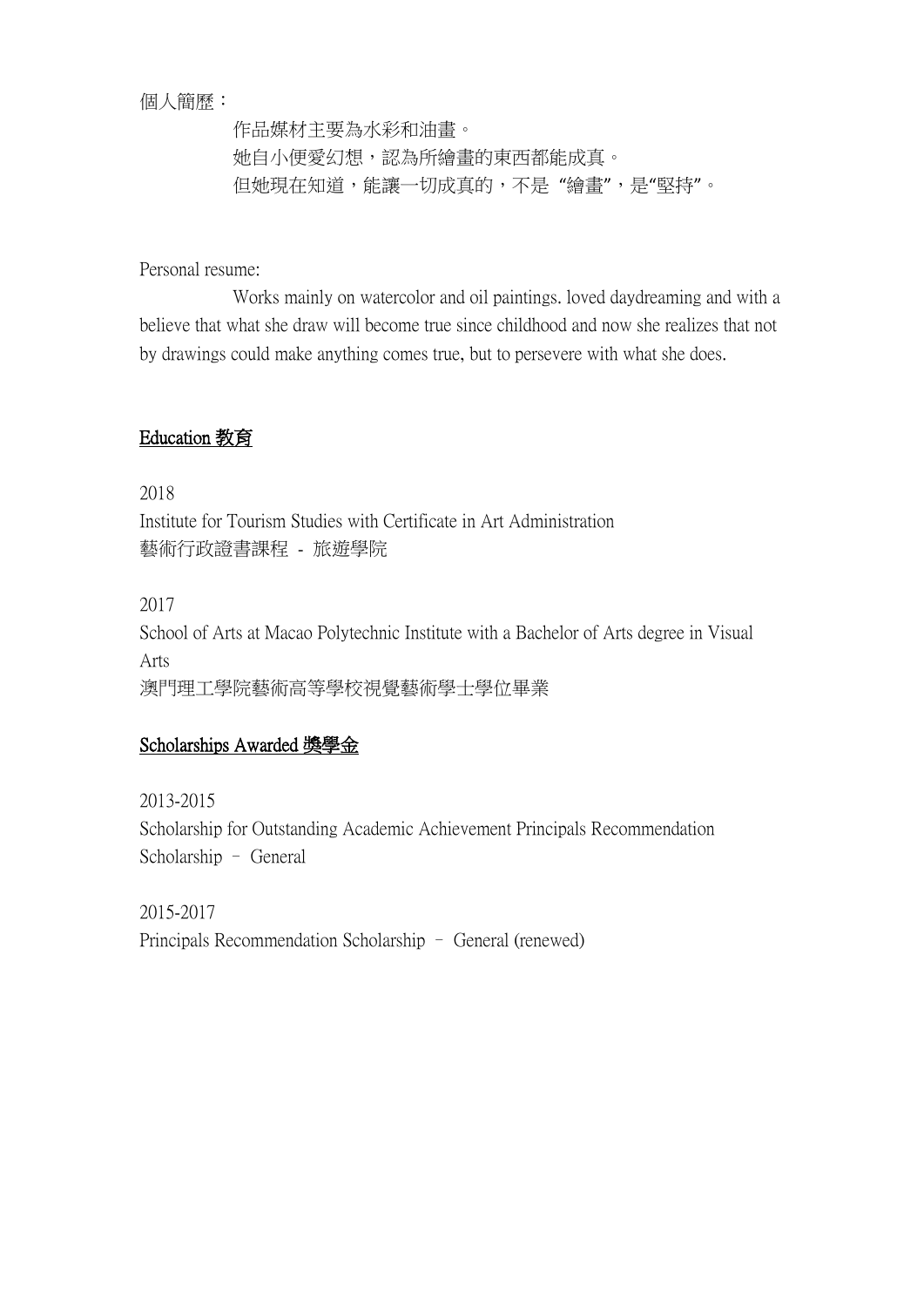個人簡歷：

作品媒材主要為水彩和油畫。
她自小便愛幻想，認為所繪畫的東西都能成真。
但她現在知道，能讓一切成真的，不是 "繪畫"，是"堅持"。

Personal resume:

Works mainly on watercolor and oil paintings. loved daydreaming and with a believe that what she draw will become true since childhood and now she realizes that not by drawings could make anything comes true, but to persevere with what she does.

## Education 教育

2018
Institute for Tourism Studies with Certificate in Art Administration
藝術行政證書課程 - 旅遊學院

2017
School of Arts at Macao Polytechnic Institute with a Bachelor of Arts degree in Visual Arts
澳門理工學院藝術高等學校視覺藝術學士學位畢業

## Scholarships Awarded 獎學金

2013-2015
Scholarship for Outstanding Academic Achievement Principals Recommendation Scholarship – General

2015-2017
Principals Recommendation Scholarship – General (renewed)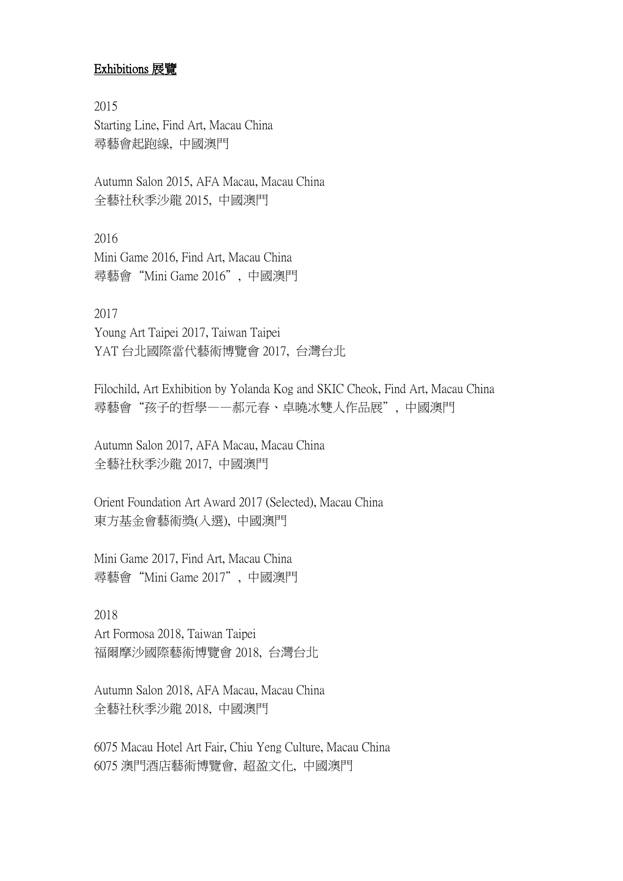## Exhibitions 展覽

2015

Starting Line, Find Art, Macau China
尋藝會起跑線, 中國澳門

Autumn Salon 2015, AFA Macau, Macau China
全藝社秋季沙龍 2015, 中國澳門

2016

Mini Game 2016, Find Art, Macau China
尋藝會"Mini Game 2016", 中國澳門

2017

Young Art Taipei 2017, Taiwan Taipei
YAT 台北國際當代藝術博覽會 2017, 台灣台北

Filochild, Art Exhibition by Yolanda Kog and SKIC Cheok, Find Art, Macau China
尋藝會"孩子的哲學——郝元春、卓曉冰雙人作品展", 中國澳門

Autumn Salon 2017, AFA Macau, Macau China
全藝社秋季沙龍 2017, 中國澳門

Orient Foundation Art Award 2017 (Selected), Macau China
東方基金會藝術獎(入選), 中國澳門

Mini Game 2017, Find Art, Macau China
尋藝會"Mini Game 2017", 中國澳門

2018

Art Formosa 2018, Taiwan Taipei
福爾摩沙國際藝術博覽會 2018, 台灣台北

Autumn Salon 2018, AFA Macau, Macau China
全藝社秋季沙龍 2018, 中國澳門

6075 Macau Hotel Art Fair, Chiu Yeng Culture, Macau China
6075 澳門酒店藝術博覽會, 超盈文化, 中國澳門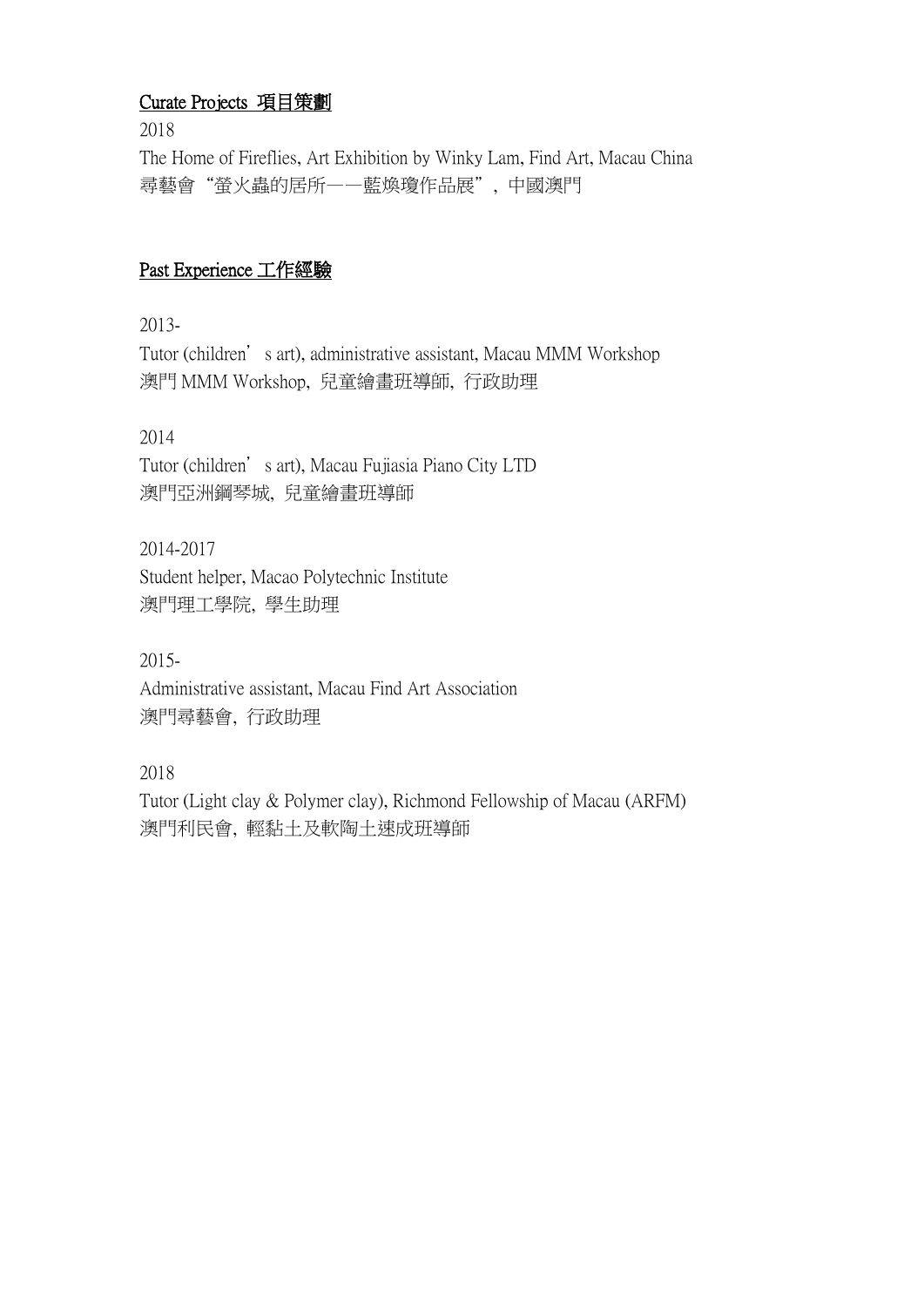## Curate Projects 項目策劃

2018

The Home of Fireflies, Art Exhibition by Winky Lam, Find Art, Macau China
尋藝會“螢火蟲的居所——藍焕瓊作品展”, 中國澳門

## Past Experience 工作經驗

2013-

Tutor (children’ s art), administrative assistant, Macau MMM Workshop
澳門 MMM Workshop, 兒童繪畫班導師, 行政助理

2014

Tutor (children’ s art), Macau Fujiasia Piano City LTD
澳門亞洲鋼琴城, 兒童繪畫班導師

2014-2017

Student helper, Macao Polytechnic Institute
澳門理工學院, 學生助理

2015-

Administrative assistant, Macau Find Art Association
澳門尋藝會, 行政助理

2018

Tutor (Light clay & Polymer clay), Richmond Fellowship of Macau (ARFM)
澳門利民會, 輕黏土及軟陶土速成班導師